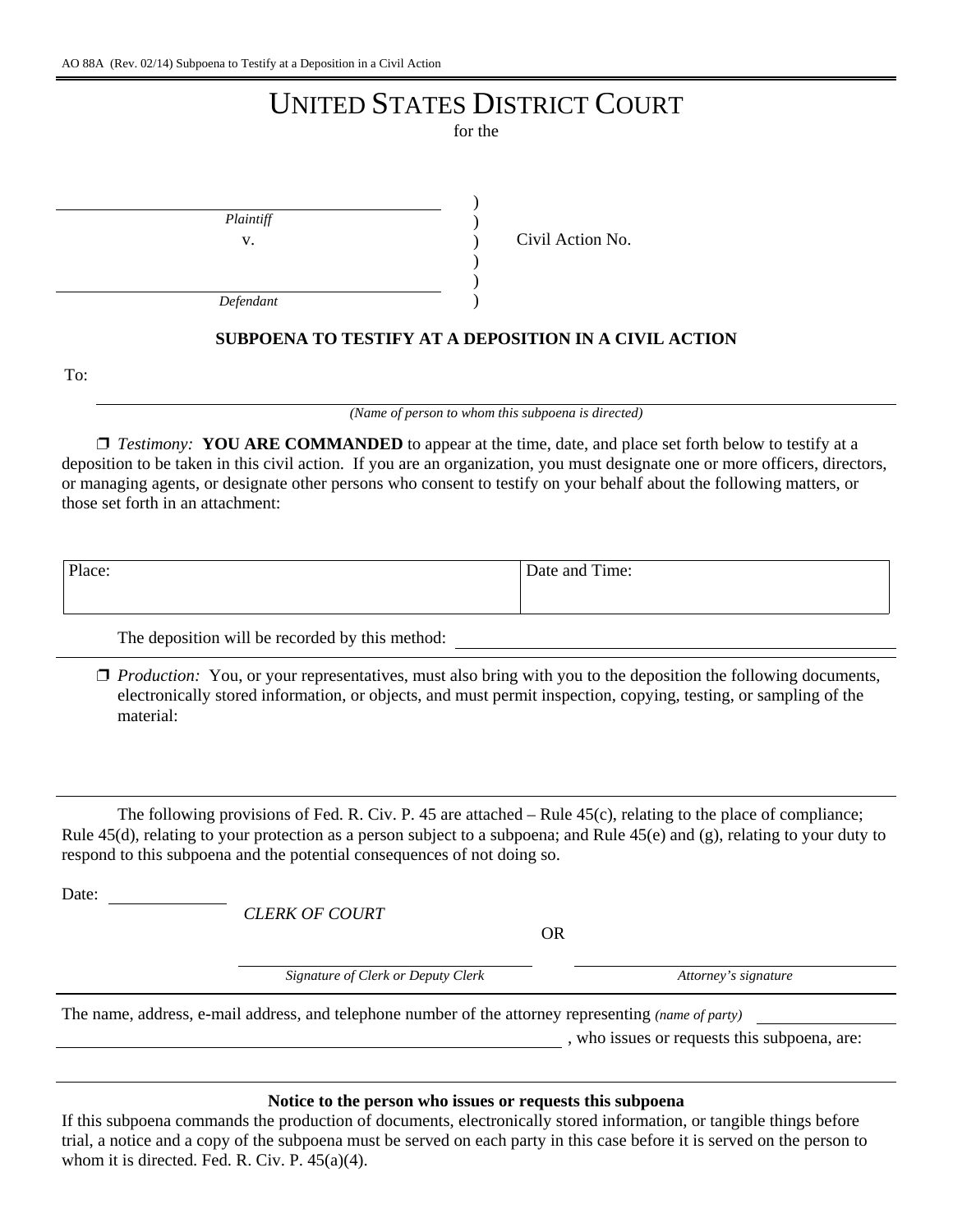AO 88A (Rev. 02/14) Subpoena to Testify at a Deposition in a Civil Action

# UNITED STATES DISTRICT COURT

for the

______________________________
*Plaintiff*
v.
______________________________
*Defendant*

) Civil Action No.

**SUBPOENA TO TESTIFY AT A DEPOSITION IN A CIVIL ACTION**

To:

______________________________
*(Name of person to whom this subpoena is directed)*

❒ *Testimony:* **YOU ARE COMMANDED** to appear at the time, date, and place set forth below to testify at a deposition to be taken in this civil action. If you are an organization, you must designate one or more officers, directors, or managing agents, or designate other persons who consent to testify on your behalf about the following matters, or those set forth in an attachment:

| Place: | Date and Time: |
| --- | --- |
| | |

The deposition will be recorded by this method: ______________________________

❒ *Production:* You, or your representatives, must also bring with you to the deposition the following documents, electronically stored information, or objects, and must permit inspection, copying, testing, or sampling of the material:

The following provisions of Fed. R. Civ. P. 45 are attached – Rule 45(c), relating to the place of compliance; Rule 45(d), relating to your protection as a person subject to a subpoena; and Rule 45(e) and (g), relating to your duty to respond to this subpoena and the potential consequences of not doing so.

Date: ______________

*CLERK OF COURT*

OR

______________________________
*Signature of Clerk or Deputy Clerk*

______________________________
*Attorney's signature*

The name, address, e-mail address, and telephone number of the attorney representing *(name of party)* ______________________________ , who issues or requests this subpoena, are:

**Notice to the person who issues or requests this subpoena**

If this subpoena commands the production of documents, electronically stored information, or tangible things before trial, a notice and a copy of the subpoena must be served on each party in this case before it is served on the person to whom it is directed. Fed. R. Civ. P. 45(a)(4).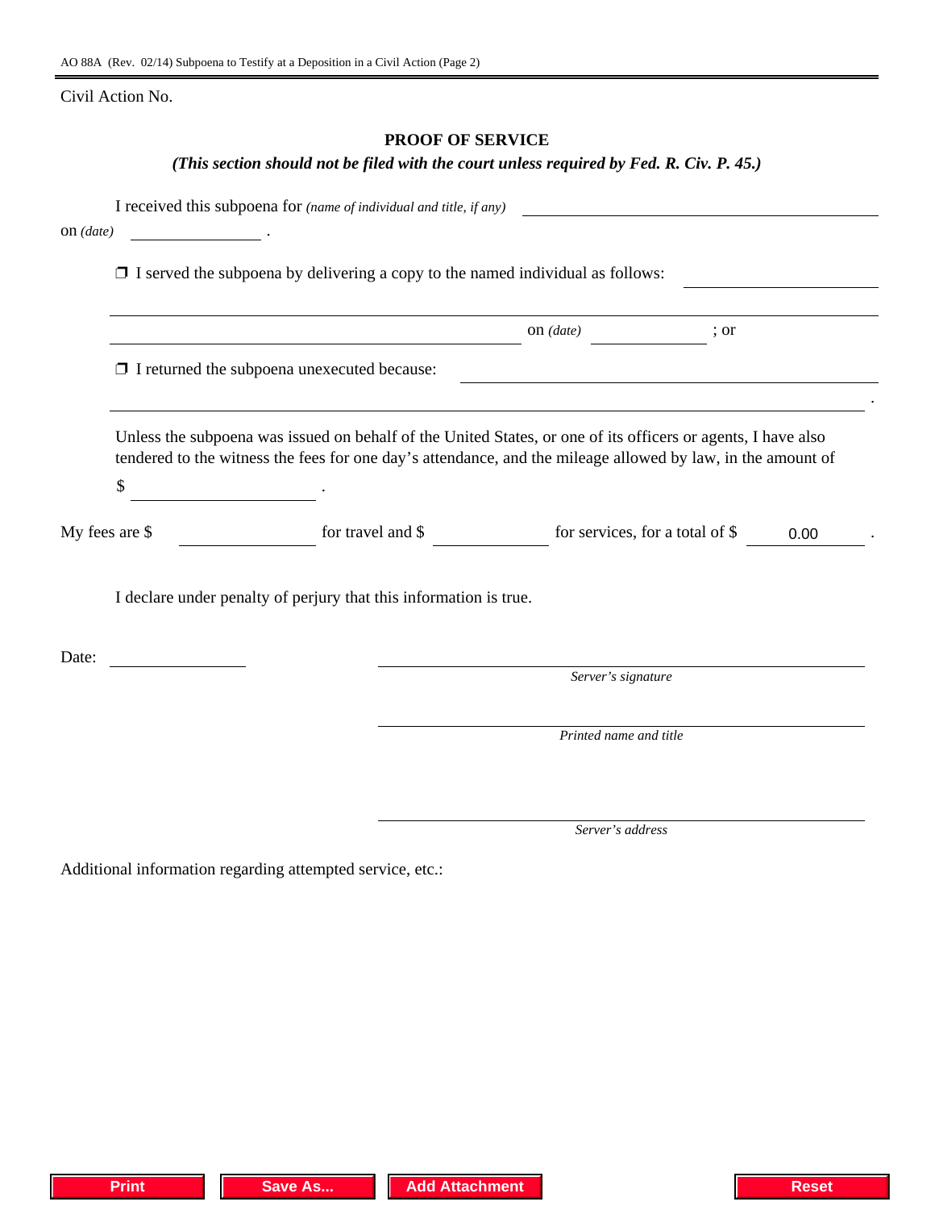AO 88A (Rev. 02/14) Subpoena to Testify at a Deposition in a Civil Action (Page 2)

Civil Action No.

## PROOF OF SERVICE

***(This section should not be filed with the court unless required by Fed. R. Civ. P. 45.)***

I received this subpoena for *(name of individual and title, if any)* ______________________________
on *(date)* ______________ .

❒ I served the subpoena by delivering a copy to the named individual as follows: ______________________________
______________________________________________________________________________
______________________________________________ on *(date)* ______________ ; or

❒ I returned the subpoena unexecuted because: ______________________________
______________________________________________________________________________ .

Unless the subpoena was issued on behalf of the United States, or one of its officers or agents, I have also tendered to the witness the fees for one day's attendance, and the mileage allowed by law, in the amount of

$ ______________ .

My fees are $ ______________ for travel and $ ______________ for services, for a total of $ 0.00 .

I declare under penalty of perjury that this information is true.

Date: ______________

______________________________
*Server's signature*

______________________________
*Printed name and title*

______________________________
*Server's address*

Additional information regarding attempted service, etc.: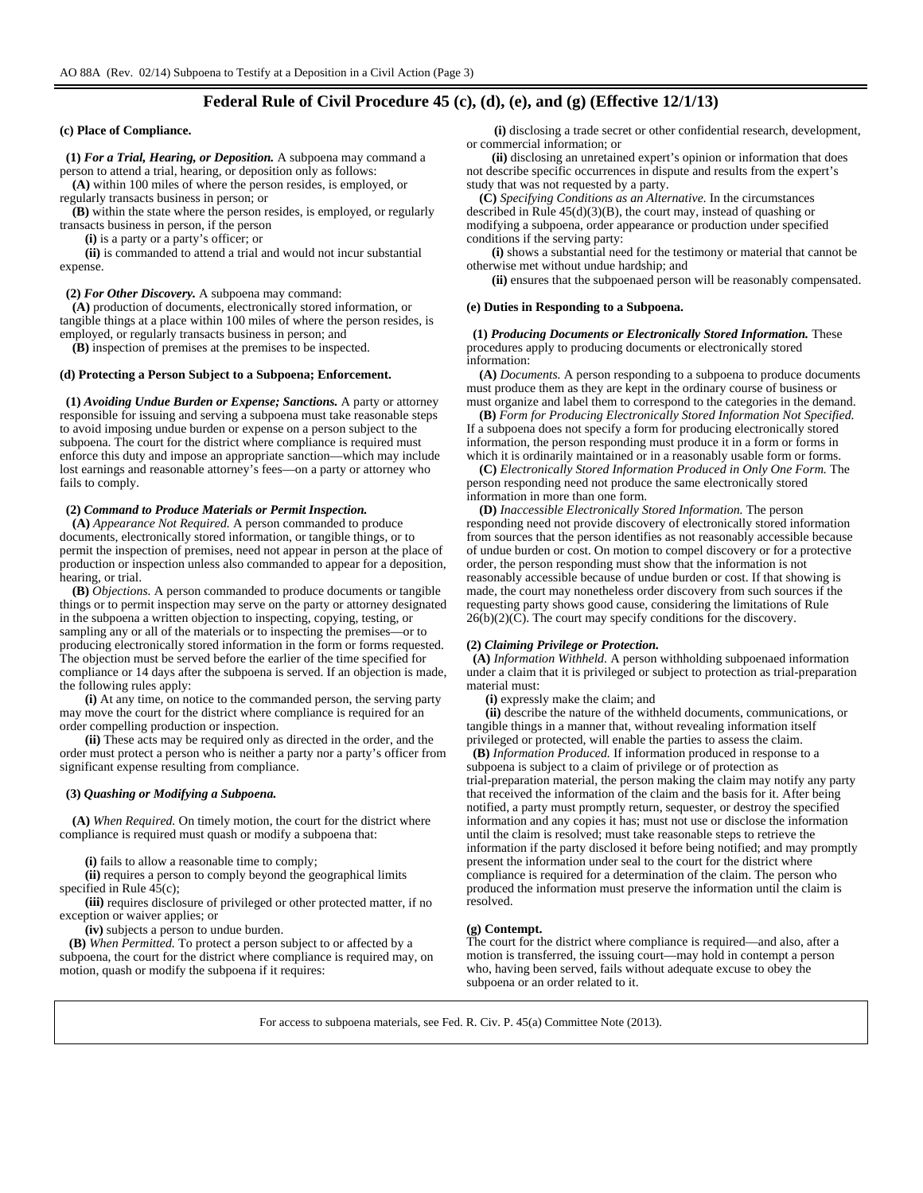# Federal Rule of Civil Procedure 45 (c), (d), (e), and (g) (Effective 12/1/13)

**(c) Place of Compliance.**

**(1)** ***For a Trial, Hearing, or Deposition.*** A subpoena may command a person to attend a trial, hearing, or deposition only as follows:

**(A)** within 100 miles of where the person resides, is employed, or regularly transacts business in person; or

**(B)** within the state where the person resides, is employed, or regularly transacts business in person, if the person

**(i)** is a party or a party's officer; or

**(ii)** is commanded to attend a trial and would not incur substantial expense.

**(2)** ***For Other Discovery.*** A subpoena may command:

**(A)** production of documents, electronically stored information, or tangible things at a place within 100 miles of where the person resides, is employed, or regularly transacts business in person; and

**(B)** inspection of premises at the premises to be inspected.

**(d) Protecting a Person Subject to a Subpoena; Enforcement.**

**(1)** ***Avoiding Undue Burden or Expense; Sanctions.*** A party or attorney responsible for issuing and serving a subpoena must take reasonable steps to avoid imposing undue burden or expense on a person subject to the subpoena. The court for the district where compliance is required must enforce this duty and impose an appropriate sanction—which may include lost earnings and reasonable attorney's fees—on a party or attorney who fails to comply.

**(2)** ***Command to Produce Materials or Permit Inspection.***

**(A)** *Appearance Not Required.* A person commanded to produce documents, electronically stored information, or tangible things, or to permit the inspection of premises, need not appear in person at the place of production or inspection unless also commanded to appear for a deposition, hearing, or trial.

**(B)** *Objections.* A person commanded to produce documents or tangible things or to permit inspection may serve on the party or attorney designated in the subpoena a written objection to inspecting, copying, testing, or sampling any or all of the materials or to inspecting the premises—or to producing electronically stored information in the form or forms requested. The objection must be served before the earlier of the time specified for compliance or 14 days after the subpoena is served. If an objection is made, the following rules apply:

**(i)** At any time, on notice to the commanded person, the serving party may move the court for the district where compliance is required for an order compelling production or inspection.

**(ii)** These acts may be required only as directed in the order, and the order must protect a person who is neither a party nor a party's officer from significant expense resulting from compliance.

**(3)** ***Quashing or Modifying a Subpoena.***

**(A)** *When Required.* On timely motion, the court for the district where compliance is required must quash or modify a subpoena that:

**(i)** fails to allow a reasonable time to comply;

**(ii)** requires a person to comply beyond the geographical limits specified in Rule 45(c);

**(iii)** requires disclosure of privileged or other protected matter, if no exception or waiver applies; or

**(iv)** subjects a person to undue burden.

**(B)** *When Permitted.* To protect a person subject to or affected by a subpoena, the court for the district where compliance is required may, on motion, quash or modify the subpoena if it requires:

**(i)** disclosing a trade secret or other confidential research, development, or commercial information; or

**(ii)** disclosing an unretained expert's opinion or information that does not describe specific occurrences in dispute and results from the expert's study that was not requested by a party.

**(C)** *Specifying Conditions as an Alternative.* In the circumstances described in Rule 45(d)(3)(B), the court may, instead of quashing or modifying a subpoena, order appearance or production under specified conditions if the serving party:

**(i)** shows a substantial need for the testimony or material that cannot be otherwise met without undue hardship; and

**(ii)** ensures that the subpoenaed person will be reasonably compensated.

**(e) Duties in Responding to a Subpoena.**

**(1)** ***Producing Documents or Electronically Stored Information.*** These procedures apply to producing documents or electronically stored information:

**(A)** *Documents.* A person responding to a subpoena to produce documents must produce them as they are kept in the ordinary course of business or must organize and label them to correspond to the categories in the demand.

**(B)** *Form for Producing Electronically Stored Information Not Specified.* If a subpoena does not specify a form for producing electronically stored information, the person responding must produce it in a form or forms in which it is ordinarily maintained or in a reasonably usable form or forms.

**(C)** *Electronically Stored Information Produced in Only One Form.* The person responding need not produce the same electronically stored information in more than one form.

**(D)** *Inaccessible Electronically Stored Information.* The person responding need not provide discovery of electronically stored information from sources that the person identifies as not reasonably accessible because of undue burden or cost. On motion to compel discovery or for a protective order, the person responding must show that the information is not reasonably accessible because of undue burden or cost. If that showing is made, the court may nonetheless order discovery from such sources if the requesting party shows good cause, considering the limitations of Rule 26(b)(2)(C). The court may specify conditions for the discovery.

**(2)** ***Claiming Privilege or Protection.***

**(A)** *Information Withheld.* A person withholding subpoenaed information under a claim that it is privileged or subject to protection as trial-preparation material must:

**(i)** expressly make the claim; and

**(ii)** describe the nature of the withheld documents, communications, or tangible things in a manner that, without revealing information itself privileged or protected, will enable the parties to assess the claim.

**(B)** *Information Produced.* If information produced in response to a subpoena is subject to a claim of privilege or of protection as trial-preparation material, the person making the claim may notify any party that received the information of the claim and the basis for it. After being notified, a party must promptly return, sequester, or destroy the specified information and any copies it has; must not use or disclose the information until the claim is resolved; must take reasonable steps to retrieve the information if the party disclosed it before being notified; and may promptly present the information under seal to the court for the district where compliance is required for a determination of the claim. The person who produced the information must preserve the information until the claim is resolved.

**(g) Contempt.**

The court for the district where compliance is required—and also, after a motion is transferred, the issuing court—may hold in contempt a person who, having been served, fails without adequate excuse to obey the subpoena or an order related to it.

For access to subpoena materials, see Fed. R. Civ. P. 45(a) Committee Note (2013).